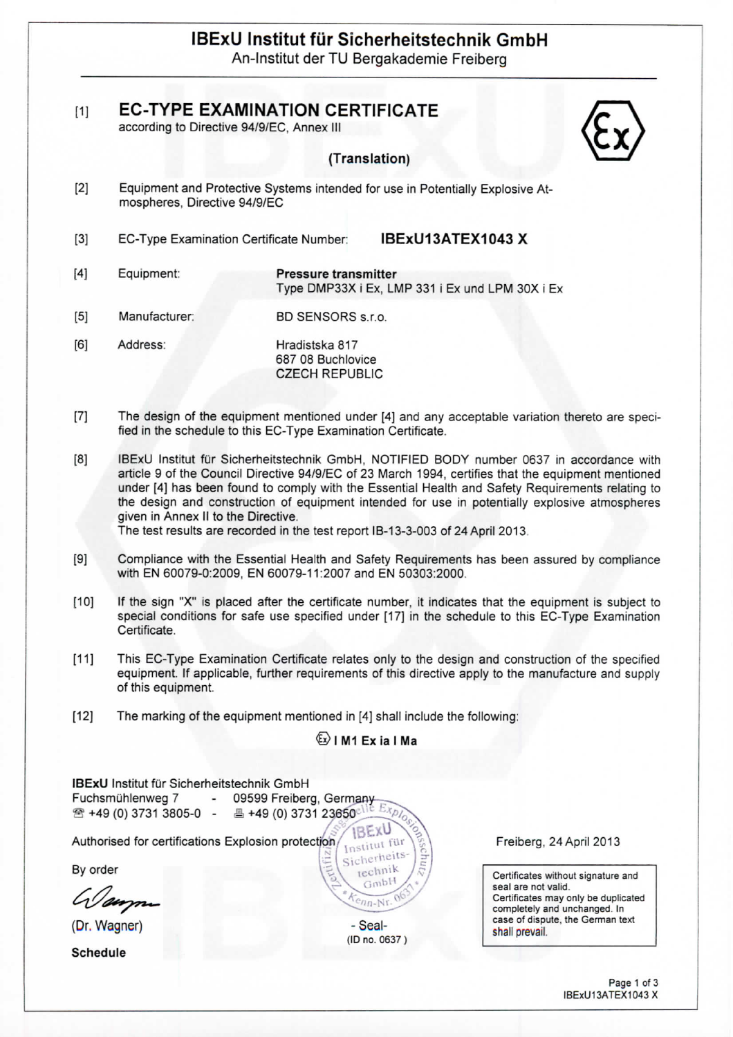# IBExU Institut für Sicherheitstechnik GmbH

An-Institut der TU Bergakademie Freiberg

[1] **EC-TYPE EXAMINATION CERTIFICATE**
according to Directive 94/9/EC, Annex III

**(Translation)**

[2] Equipment and Protective Systems intended for use in Potentially Explosive Atmospheres, Directive 94/9/EC

[3] EC-Type Examination Certificate Number: **IBExU13ATEX1043 X**

[4] Equipment: **Pressure transmitter**
Type DMP33X i Ex, LMP 331 i Ex und LPM 30X i Ex

[5] Manufacturer: BD SENSORS s.r.o.

[6] Address: Hradistska 817
687 08 Buchlovice
CZECH REPUBLIC

[7] The design of the equipment mentioned under [4] and any acceptable variation thereto are specified in the schedule to this EC-Type Examination Certificate.

[8] IBExU Institut für Sicherheitstechnik GmbH, NOTIFIED BODY number 0637 in accordance with article 9 of the Council Directive 94/9/EC of 23 March 1994, certifies that the equipment mentioned under [4] has been found to comply with the Essential Health and Safety Requirements relating to the design and construction of equipment intended for use in potentially explosive atmospheres given in Annex II to the Directive.
The test results are recorded in the test report IB-13-3-003 of 24 April 2013.

[9] Compliance with the Essential Health and Safety Requirements has been assured by compliance with EN 60079-0:2009, EN 60079-11:2007 and EN 50303:2000.

[10] If the sign "X" is placed after the certificate number, it indicates that the equipment is subject to special conditions for safe use specified under [17] in the schedule to this EC-Type Examination Certificate.

[11] This EC-Type Examination Certificate relates only to the design and construction of the specified equipment. If applicable, further requirements of this directive apply to the manufacture and supply of this equipment.

[12] The marking of the equipment mentioned in [4] shall include the following:

**Ex I M1 Ex ia I Ma**

**IBExU** Institut für Sicherheitstechnik GmbH
Fuchsmühlenweg 7 - 09599 Freiberg, Germany
☎ +49 (0) 3731 3805-0 - 🖷 +49 (0) 3731 23650

Authorised for certifications Explosion protection

By order

(Dr. Wagner)

- Seal -
(ID no. 0637 )

Freiberg, 24 April 2013

Certificates without signature and seal are not valid.
Certificates may only be duplicated completely and unchanged. In case of dispute, the German text shall prevail.

**Schedule**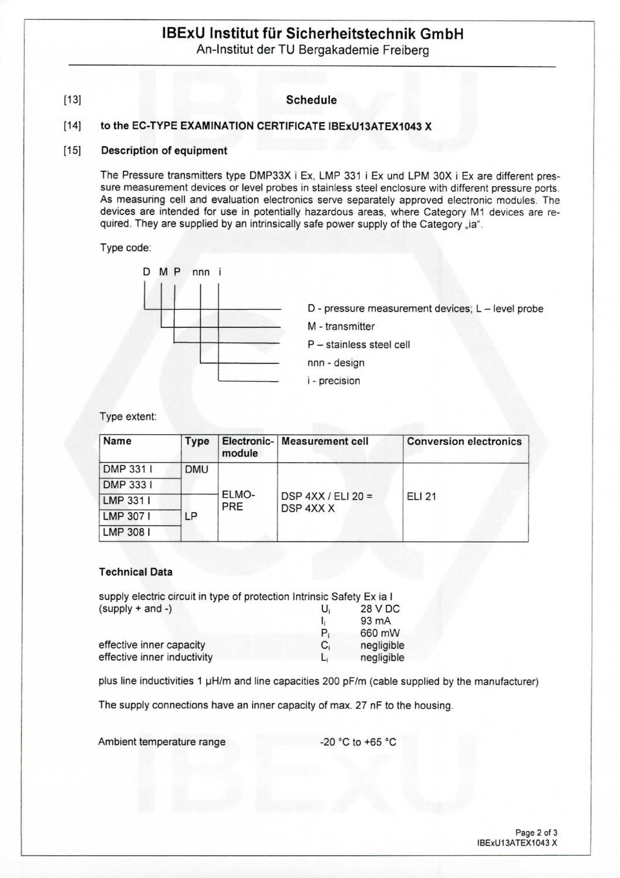# IBExU Institut für Sicherheitstechnik GmbH

An-Institut der TU Bergakademie Freiberg

[13] **Schedule**

[14] **to the EC-TYPE EXAMINATION CERTIFICATE IBExU13ATEX1043 X**

[15] **Description of equipment**

The Pressure transmitters type DMP33X i Ex, LMP 331 i Ex und LPM 30X i Ex are different pressure measurement devices or level probes in stainless steel enclosure with different pressure ports. As measuring cell and evaluation electronics serve separately approved electronic modules. The devices are intended for use in potentially hazardous areas, where Category M1 devices are required. They are supplied by an intrinsically safe power supply of the Category „ia".

Type code:

```
D  M  P  nnn  i
|  |  |   |   |
|  |  |   |   +---- i - precision
|  |  |   +-------- nnn - design
|  |  +------------ P – stainless steel cell
|  +--------------- M - transmitter
+------------------ D - pressure measurement devices; L – level probe
```

Type extent:

| Name | Type | Electronic-module | Measurement cell | Conversion electronics |
|---|---|---|---|---|
| DMP 331 I | DMU | ELMO-PRE | DSP 4XX / ELI 20 = DSP 4XX X | ELI 21 |
| DMP 333 I | | | | |
| LMP 331 I | | | | |
| LMP 307 I | LP | | | |
| LMP 308 I | | | | |

**Technical Data**

supply electric circuit in type of protection Intrinsic Safety Ex ia I

| | | |
|---|---|---|
| (supply + and -) | $U_i$ | 28 V DC |
| | $I_i$ | 93 mA |
| | $P_i$ | 660 mW |
| effective inner capacity | $C_i$ | negligible |
| effective inner inductivity | $L_i$ | negligible |

plus line inductivities 1 µH/m and line capacities 200 pF/m (cable supplied by the manufacturer)

The supply connections have an inner capacity of max. 27 nF to the housing.

Ambient temperature range -20 °C to +65 °C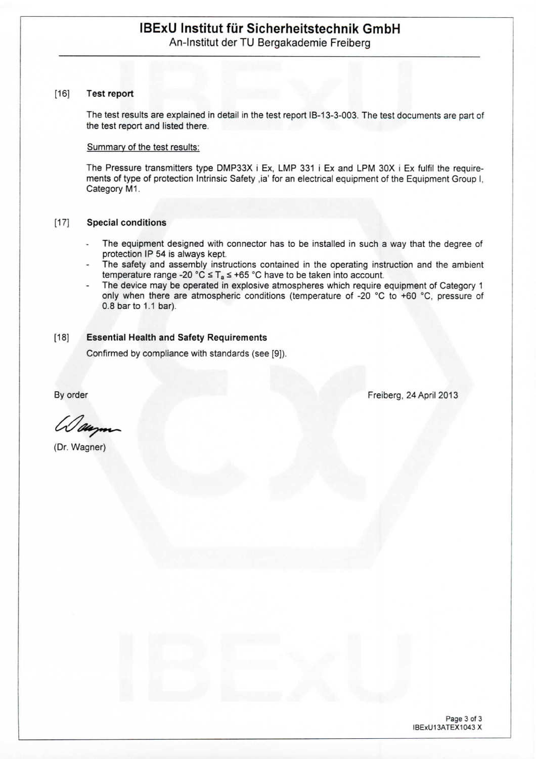**IBExU Institut für Sicherheitstechnik GmbH**
An-Institut der TU Bergakademie Freiberg

[16] **Test report**

The test results are explained in detail in the test report IB-13-3-003. The test documents are part of the test report and listed there.

Summary of the test results:

The Pressure transmitters type DMP33X i Ex, LMP 331 i Ex and LPM 30X i Ex fulfil the requirements of type of protection Intrinsic Safety ,ia' for an electrical equipment of the Equipment Group I, Category M1.

[17] **Special conditions**

- The equipment designed with connector has to be installed in such a way that the degree of protection IP 54 is always kept.
- The safety and assembly instructions contained in the operating instruction and the ambient temperature range -20 °C ≤ $T_a$ ≤ +65 °C have to be taken into account.
- The device may be operated in explosive atmospheres which require equipment of Category 1 only when there are atmospheric conditions (temperature of -20 °C to +60 °C, pressure of 0.8 bar to 1.1 bar).

[18] **Essential Health and Safety Requirements**

Confirmed by compliance with standards (see [9]).

By order

Freiberg, 24 April 2013

(Dr. Wagner)

IBExU13ATEX1043 X